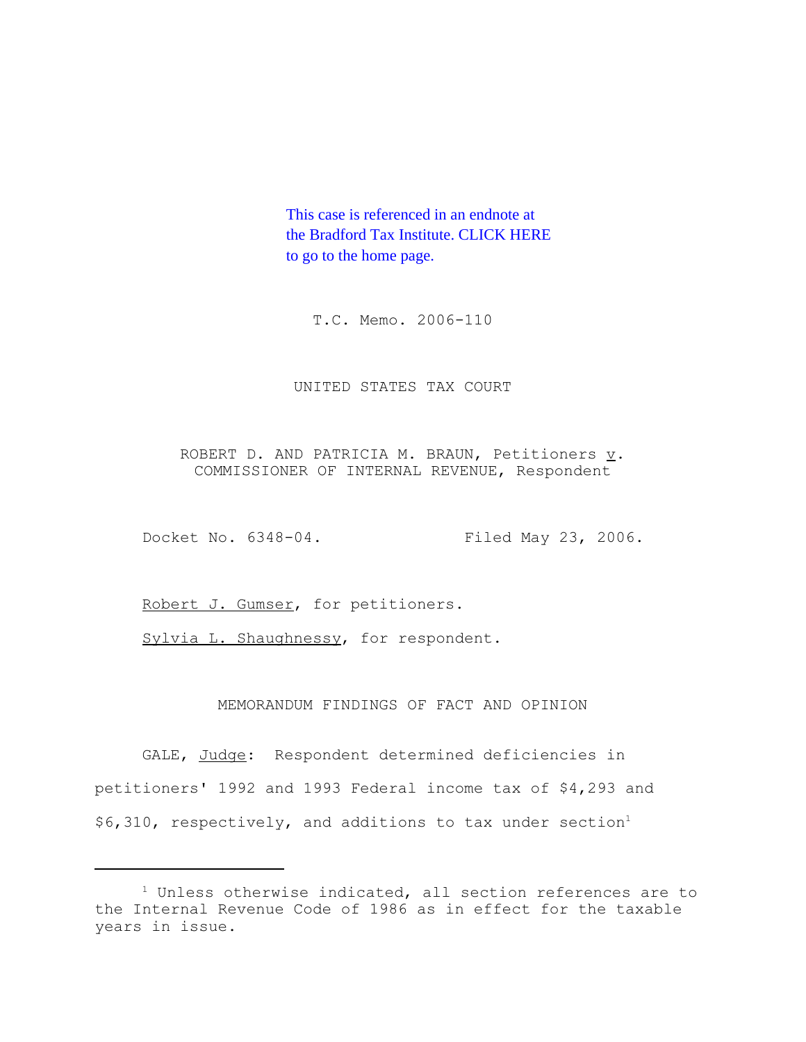This case is referenced in an endnote at the Bradford Tax Institute. CLICK HERE to go to the home page.

T.C. Memo. 2006-110

UNITED STATES TAX COURT

ROBERT D. AND PATRICIA M. BRAUN, Petitioners *v*. COMMISSIONER OF INTERNAL REVENUE, Respondent

Docket No. 6348-04. Filed May 23, 2006.

Robert J. Gumser, for petitioners.

Sylvia L. Shaughnessy, for respondent.

MEMORANDUM FINDINGS OF FACT AND OPINION

GALE, *Judge*: Respondent determined deficiencies in petitioners' 1992 and 1993 Federal income tax of $4,293 and $6,310, respectively, and additions to tax under section[1]

[1] Unless otherwise indicated, all section references are to the Internal Revenue Code of 1986 as in effect for the taxable years in issue.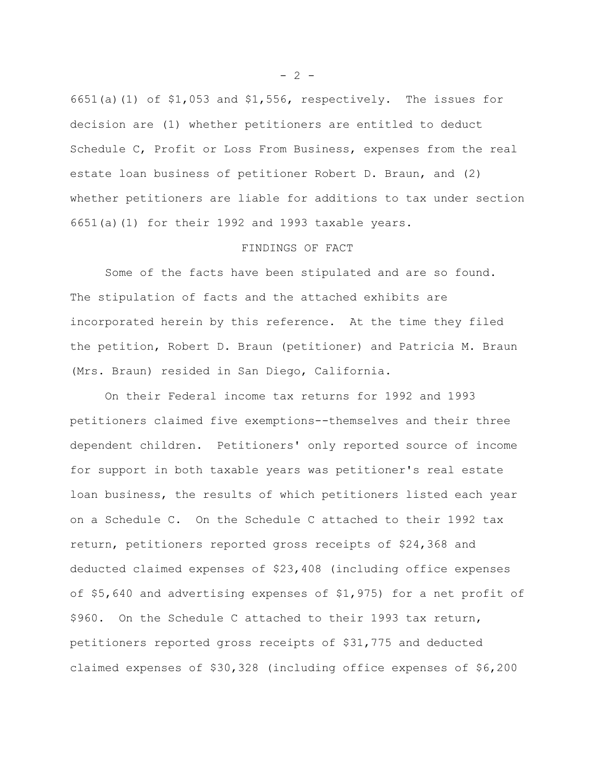6651(a)(1) of $1,053 and $1,556, respectively. The issues for decision are (1) whether petitioners are entitled to deduct Schedule C, Profit or Loss From Business, expenses from the real estate loan business of petitioner Robert D. Braun, and (2) whether petitioners are liable for additions to tax under section 6651(a)(1) for their 1992 and 1993 taxable years.

## FINDINGS OF FACT

Some of the facts have been stipulated and are so found. The stipulation of facts and the attached exhibits are incorporated herein by this reference. At the time they filed the petition, Robert D. Braun (petitioner) and Patricia M. Braun (Mrs. Braun) resided in San Diego, California.

On their Federal income tax returns for 1992 and 1993 petitioners claimed five exemptions--themselves and their three dependent children. Petitioners' only reported source of income for support in both taxable years was petitioner's real estate loan business, the results of which petitioners listed each year on a Schedule C. On the Schedule C attached to their 1992 tax return, petitioners reported gross receipts of $24,368 and deducted claimed expenses of $23,408 (including office expenses of $5,640 and advertising expenses of $1,975) for a net profit of $960. On the Schedule C attached to their 1993 tax return, petitioners reported gross receipts of $31,775 and deducted claimed expenses of $30,328 (including office expenses of $6,200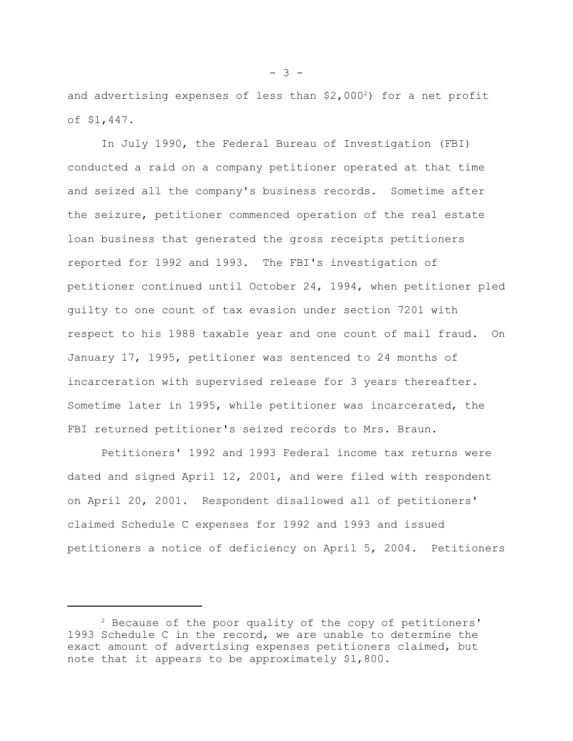and advertising expenses of less than $2,000[2]) for a net profit of $1,447.

In July 1990, the Federal Bureau of Investigation (FBI) conducted a raid on a company petitioner operated at that time and seized all the company's business records. Sometime after the seizure, petitioner commenced operation of the real estate loan business that generated the gross receipts petitioners reported for 1992 and 1993. The FBI's investigation of petitioner continued until October 24, 1994, when petitioner pled guilty to one count of tax evasion under section 7201 with respect to his 1988 taxable year and one count of mail fraud. On January 17, 1995, petitioner was sentenced to 24 months of incarceration with supervised release for 3 years thereafter. Sometime later in 1995, while petitioner was incarcerated, the FBI returned petitioner's seized records to Mrs. Braun.

Petitioners' 1992 and 1993 Federal income tax returns were dated and signed April 12, 2001, and were filed with respondent on April 20, 2001. Respondent disallowed all of petitioners' claimed Schedule C expenses for 1992 and 1993 and issued petitioners a notice of deficiency on April 5, 2004. Petitioners

---

[2] Because of the poor quality of the copy of petitioners' 1993 Schedule C in the record, we are unable to determine the exact amount of advertising expenses petitioners claimed, but note that it appears to be approximately $1,800.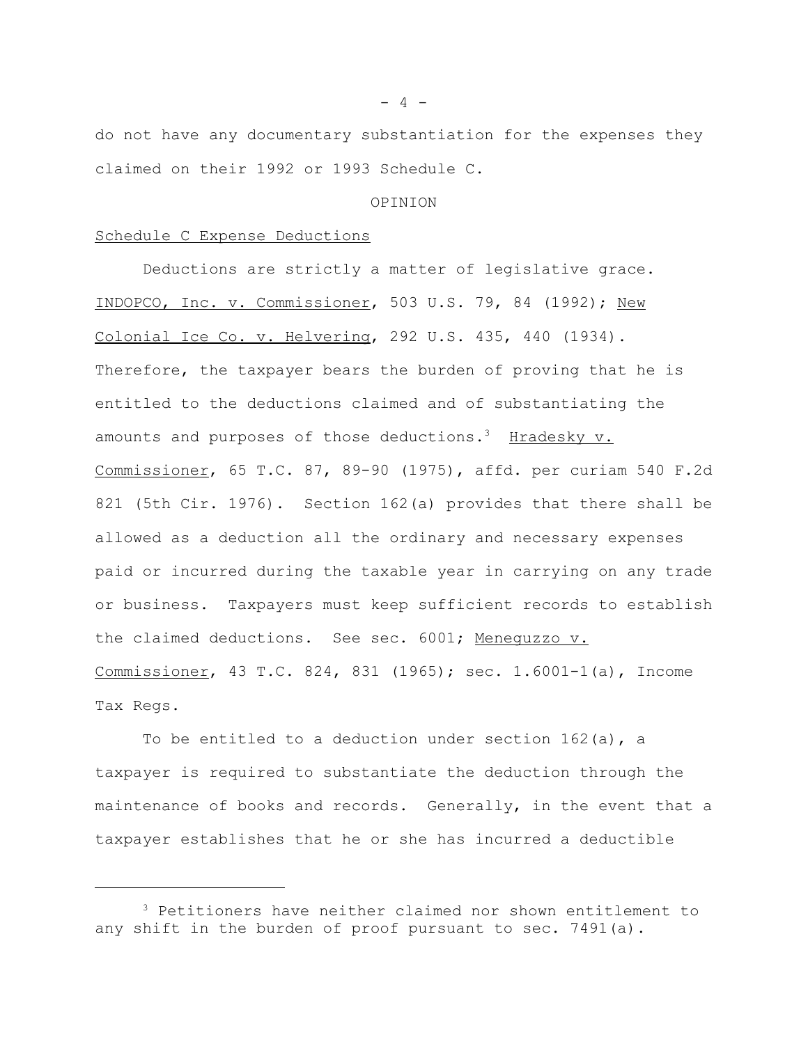do not have any documentary substantiation for the expenses they claimed on their 1992 or 1993 Schedule C.

OPINION

Schedule C Expense Deductions

Deductions are strictly a matter of legislative grace. INDOPCO, Inc. v. Commissioner, 503 U.S. 79, 84 (1992); New Colonial Ice Co. v. Helvering, 292 U.S. 435, 440 (1934). Therefore, the taxpayer bears the burden of proving that he is entitled to the deductions claimed and of substantiating the amounts and purposes of those deductions.[3] Hradesky v. Commissioner, 65 T.C. 87, 89-90 (1975), affd. per curiam 540 F.2d 821 (5th Cir. 1976). Section 162(a) provides that there shall be allowed as a deduction all the ordinary and necessary expenses paid or incurred during the taxable year in carrying on any trade or business. Taxpayers must keep sufficient records to establish the claimed deductions. See sec. 6001; Meneguzzo v. Commissioner, 43 T.C. 824, 831 (1965); sec. 1.6001-1(a), Income Tax Regs.

To be entitled to a deduction under section 162(a), a taxpayer is required to substantiate the deduction through the maintenance of books and records. Generally, in the event that a taxpayer establishes that he or she has incurred a deductible

[3] Petitioners have neither claimed nor shown entitlement to any shift in the burden of proof pursuant to sec. 7491(a).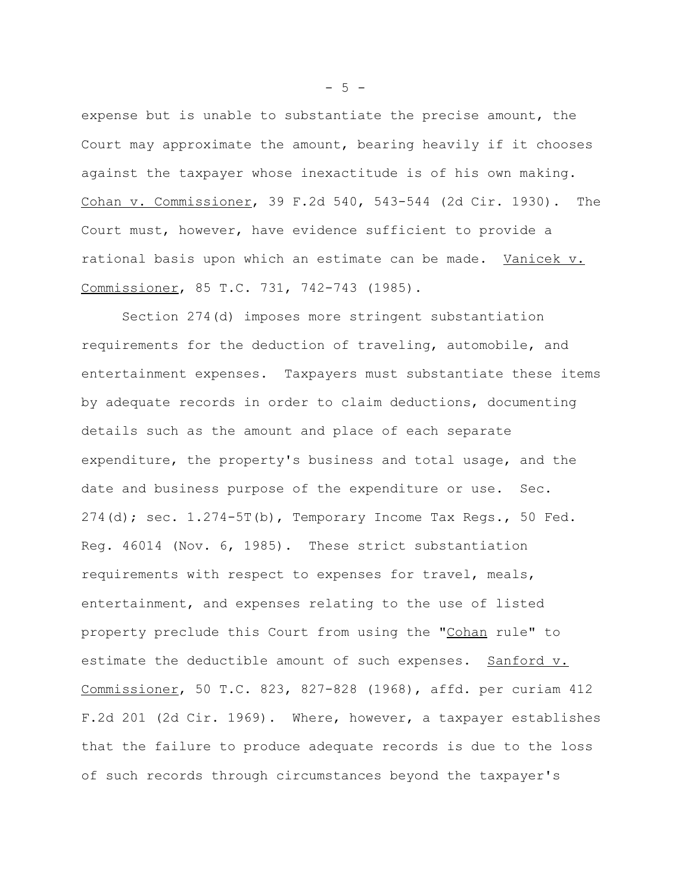expense but is unable to substantiate the precise amount, the Court may approximate the amount, bearing heavily if it chooses against the taxpayer whose inexactitude is of his own making. Cohan v. Commissioner, 39 F.2d 540, 543-544 (2d Cir. 1930). The Court must, however, have evidence sufficient to provide a rational basis upon which an estimate can be made. Vanicek v. Commissioner, 85 T.C. 731, 742-743 (1985).

Section 274(d) imposes more stringent substantiation requirements for the deduction of traveling, automobile, and entertainment expenses. Taxpayers must substantiate these items by adequate records in order to claim deductions, documenting details such as the amount and place of each separate expenditure, the property's business and total usage, and the date and business purpose of the expenditure or use. Sec. 274(d); sec. 1.274-5T(b), Temporary Income Tax Regs., 50 Fed. Reg. 46014 (Nov. 6, 1985). These strict substantiation requirements with respect to expenses for travel, meals, entertainment, and expenses relating to the use of listed property preclude this Court from using the "Cohan rule" to estimate the deductible amount of such expenses. Sanford v. Commissioner, 50 T.C. 823, 827-828 (1968), affd. per curiam 412 F.2d 201 (2d Cir. 1969). Where, however, a taxpayer establishes that the failure to produce adequate records is due to the loss of such records through circumstances beyond the taxpayer's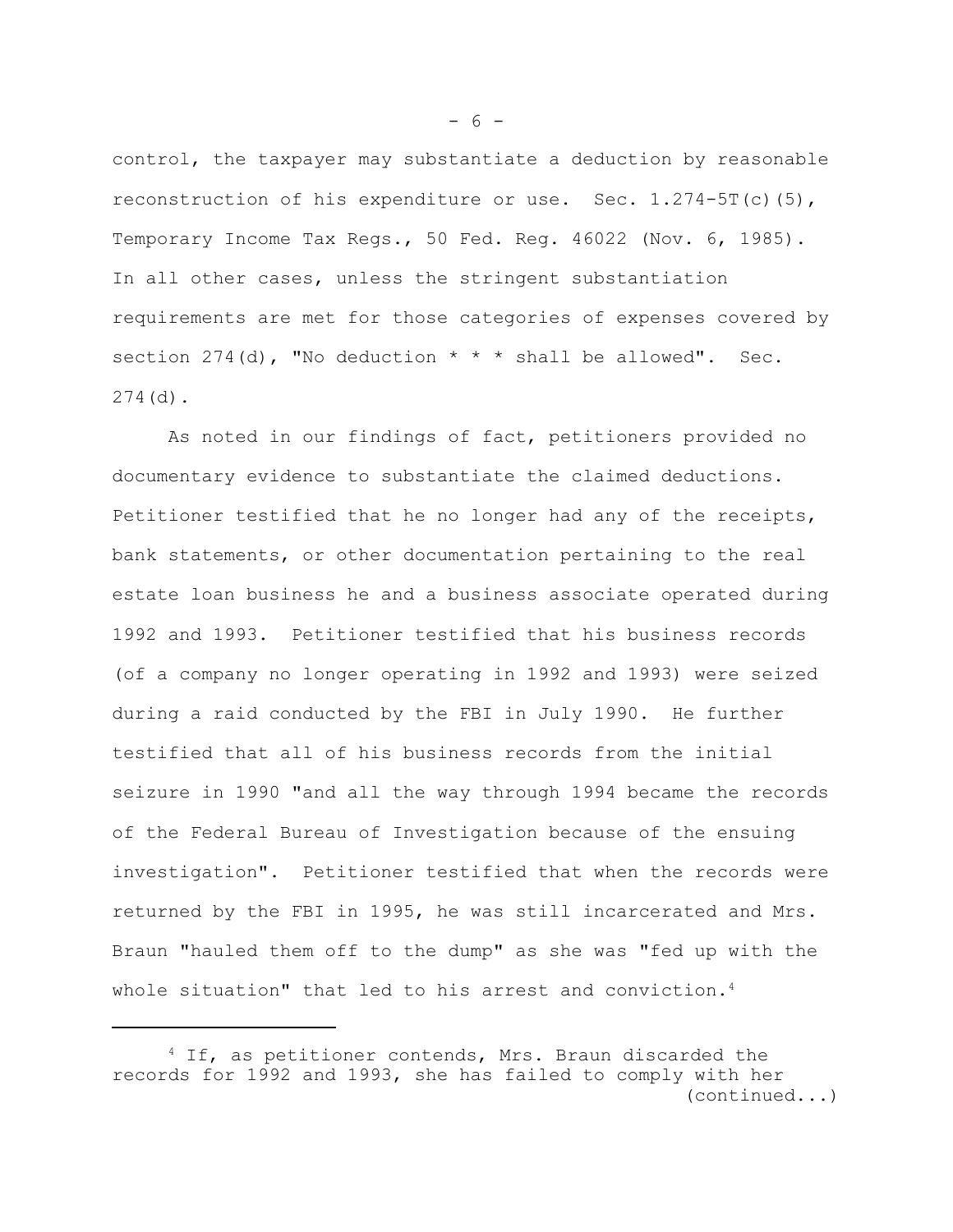control, the taxpayer may substantiate a deduction by reasonable reconstruction of his expenditure or use. Sec. 1.274-5T(c)(5), Temporary Income Tax Regs., 50 Fed. Reg. 46022 (Nov. 6, 1985). In all other cases, unless the stringent substantiation requirements are met for those categories of expenses covered by section 274(d), "No deduction * * * shall be allowed". Sec. 274(d).

As noted in our findings of fact, petitioners provided no documentary evidence to substantiate the claimed deductions. Petitioner testified that he no longer had any of the receipts, bank statements, or other documentation pertaining to the real estate loan business he and a business associate operated during 1992 and 1993. Petitioner testified that his business records (of a company no longer operating in 1992 and 1993) were seized during a raid conducted by the FBI in July 1990. He further testified that all of his business records from the initial seizure in 1990 "and all the way through 1994 became the records of the Federal Bureau of Investigation because of the ensuing investigation". Petitioner testified that when the records were returned by the FBI in 1995, he was still incarcerated and Mrs. Braun "hauled them off to the dump" as she was "fed up with the whole situation" that led to his arrest and conviction.[4]

---

[4] If, as petitioner contends, Mrs. Braun discarded the records for 1992 and 1993, she has failed to comply with her (continued...)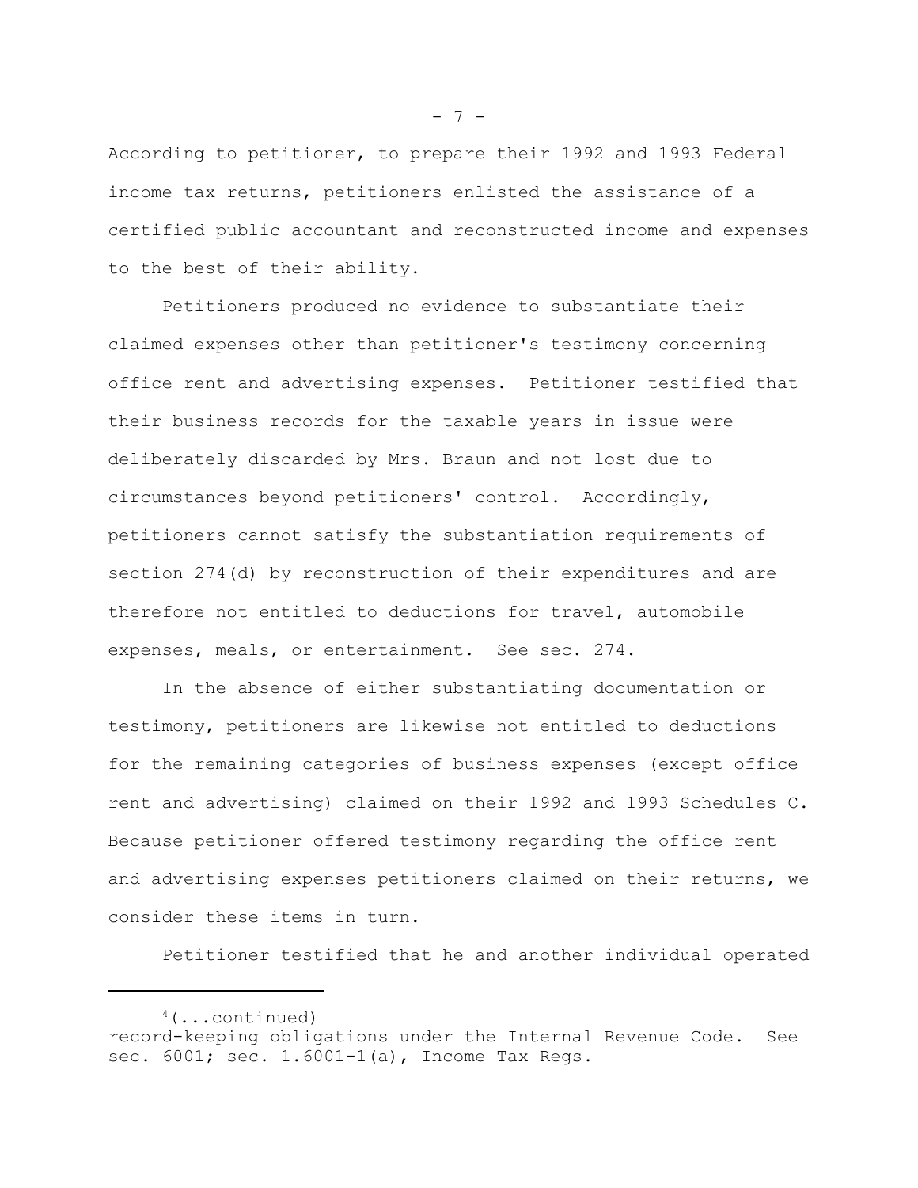According to petitioner, to prepare their 1992 and 1993 Federal income tax returns, petitioners enlisted the assistance of a certified public accountant and reconstructed income and expenses to the best of their ability.

Petitioners produced no evidence to substantiate their claimed expenses other than petitioner's testimony concerning office rent and advertising expenses. Petitioner testified that their business records for the taxable years in issue were deliberately discarded by Mrs. Braun and not lost due to circumstances beyond petitioners' control. Accordingly, petitioners cannot satisfy the substantiation requirements of section 274(d) by reconstruction of their expenditures and are therefore not entitled to deductions for travel, automobile expenses, meals, or entertainment. See sec. 274.

In the absence of either substantiating documentation or testimony, petitioners are likewise not entitled to deductions for the remaining categories of business expenses (except office rent and advertising) claimed on their 1992 and 1993 Schedules C. Because petitioner offered testimony regarding the office rent and advertising expenses petitioners claimed on their returns, we consider these items in turn.

Petitioner testified that he and another individual operated

---

[4](...continued)
record-keeping obligations under the Internal Revenue Code. See sec. 6001; sec. 1.6001-1(a), Income Tax Regs.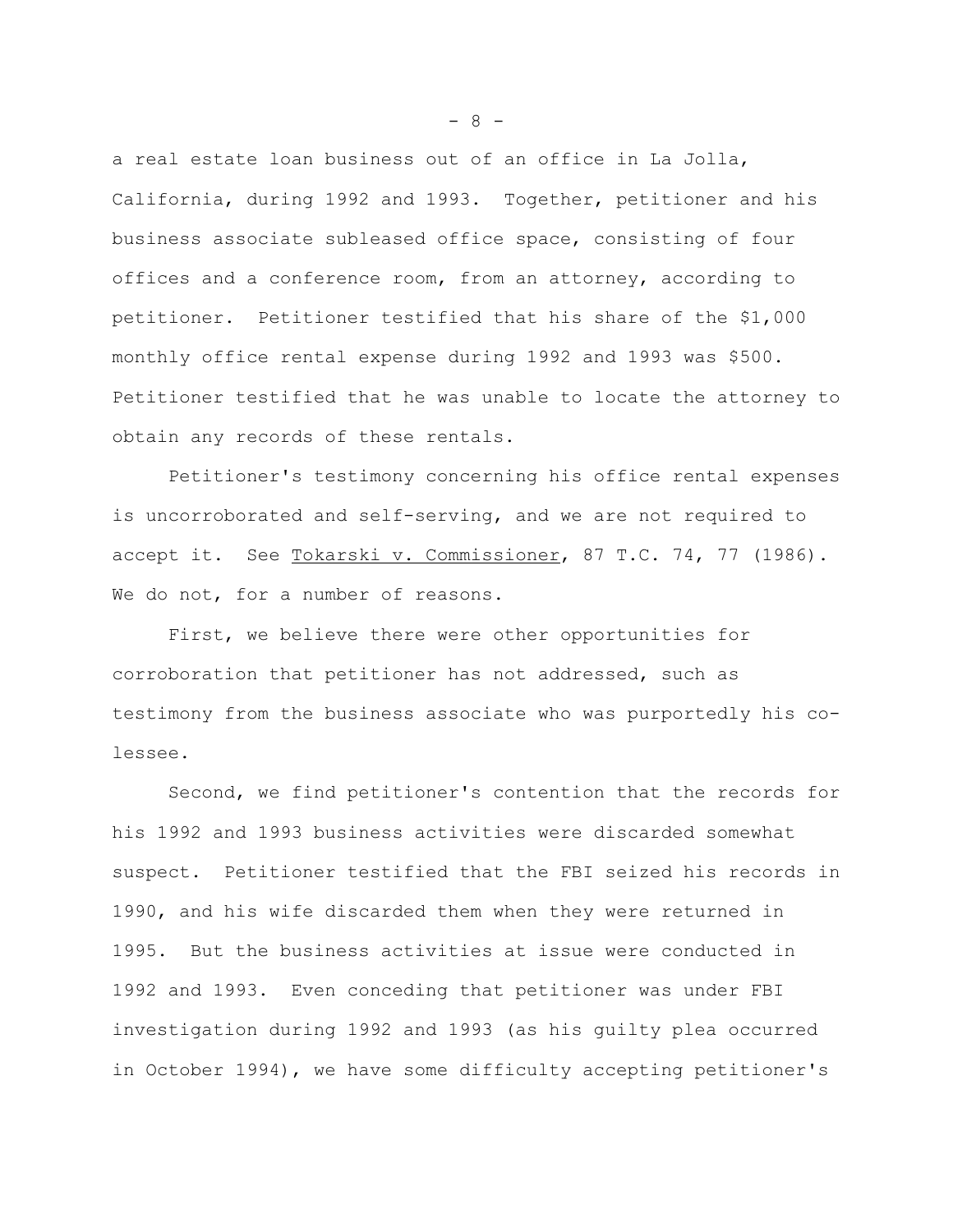a real estate loan business out of an office in La Jolla, California, during 1992 and 1993. Together, petitioner and his business associate subleased office space, consisting of four offices and a conference room, from an attorney, according to petitioner. Petitioner testified that his share of the $1,000 monthly office rental expense during 1992 and 1993 was $500. Petitioner testified that he was unable to locate the attorney to obtain any records of these rentals.

Petitioner's testimony concerning his office rental expenses is uncorroborated and self-serving, and we are not required to accept it. See Tokarski v. Commissioner, 87 T.C. 74, 77 (1986). We do not, for a number of reasons.

First, we believe there were other opportunities for corroboration that petitioner has not addressed, such as testimony from the business associate who was purportedly his co-lessee.

Second, we find petitioner's contention that the records for his 1992 and 1993 business activities were discarded somewhat suspect. Petitioner testified that the FBI seized his records in 1990, and his wife discarded them when they were returned in 1995. But the business activities at issue were conducted in 1992 and 1993. Even conceding that petitioner was under FBI investigation during 1992 and 1993 (as his guilty plea occurred in October 1994), we have some difficulty accepting petitioner's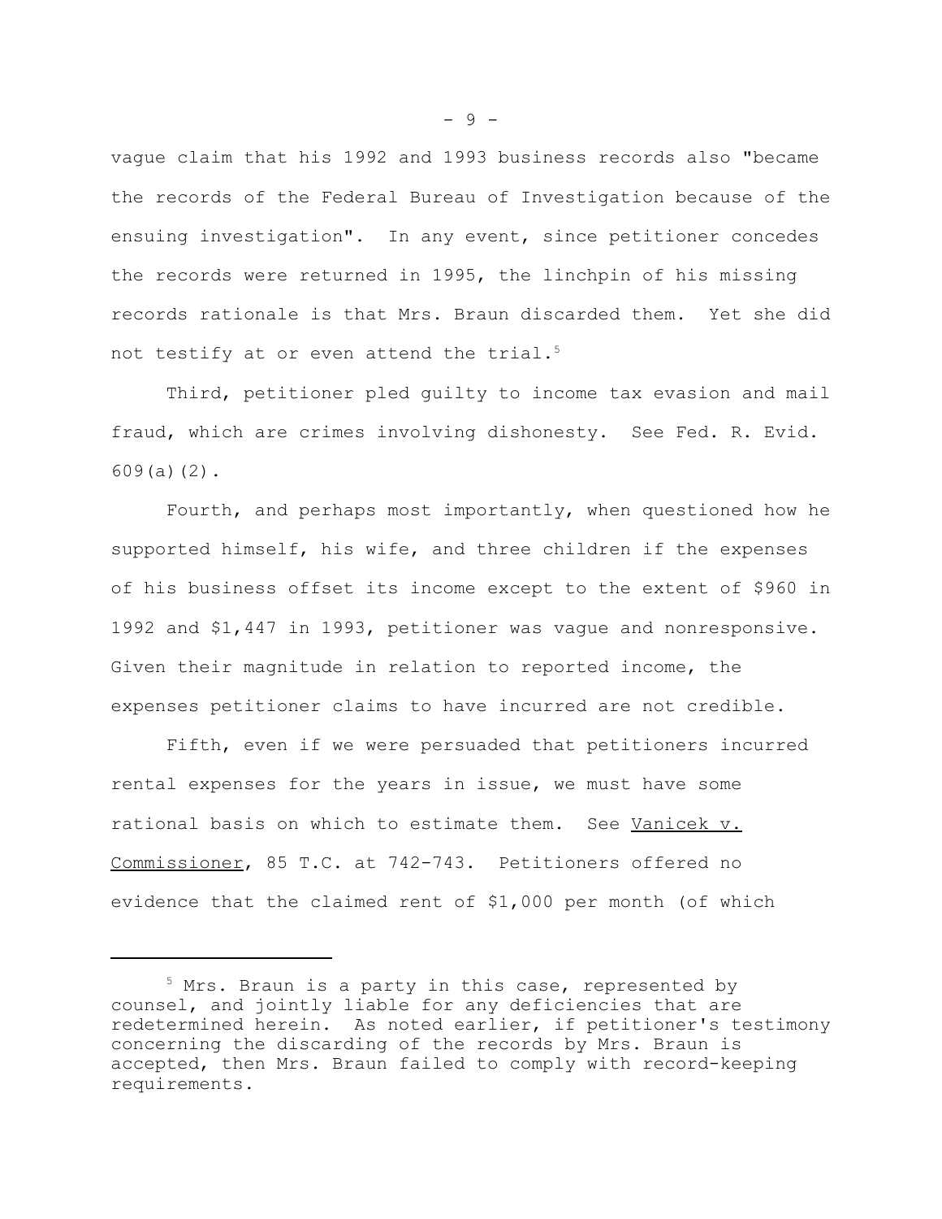vague claim that his 1992 and 1993 business records also "became the records of the Federal Bureau of Investigation because of the ensuing investigation". In any event, since petitioner concedes the records were returned in 1995, the linchpin of his missing records rationale is that Mrs. Braun discarded them. Yet she did not testify at or even attend the trial.[5]

Third, petitioner pled guilty to income tax evasion and mail fraud, which are crimes involving dishonesty. See Fed. R. Evid. 609(a)(2).

Fourth, and perhaps most importantly, when questioned how he supported himself, his wife, and three children if the expenses of his business offset its income except to the extent of $960 in 1992 and $1,447 in 1993, petitioner was vague and nonresponsive. Given their magnitude in relation to reported income, the expenses petitioner claims to have incurred are not credible.

Fifth, even if we were persuaded that petitioners incurred rental expenses for the years in issue, we must have some rational basis on which to estimate them. See Vanicek v. Commissioner, 85 T.C. at 742-743. Petitioners offered no evidence that the claimed rent of $1,000 per month (of which

---

[5] Mrs. Braun is a party in this case, represented by counsel, and jointly liable for any deficiencies that are redetermined herein. As noted earlier, if petitioner's testimony concerning the discarding of the records by Mrs. Braun is accepted, then Mrs. Braun failed to comply with record-keeping requirements.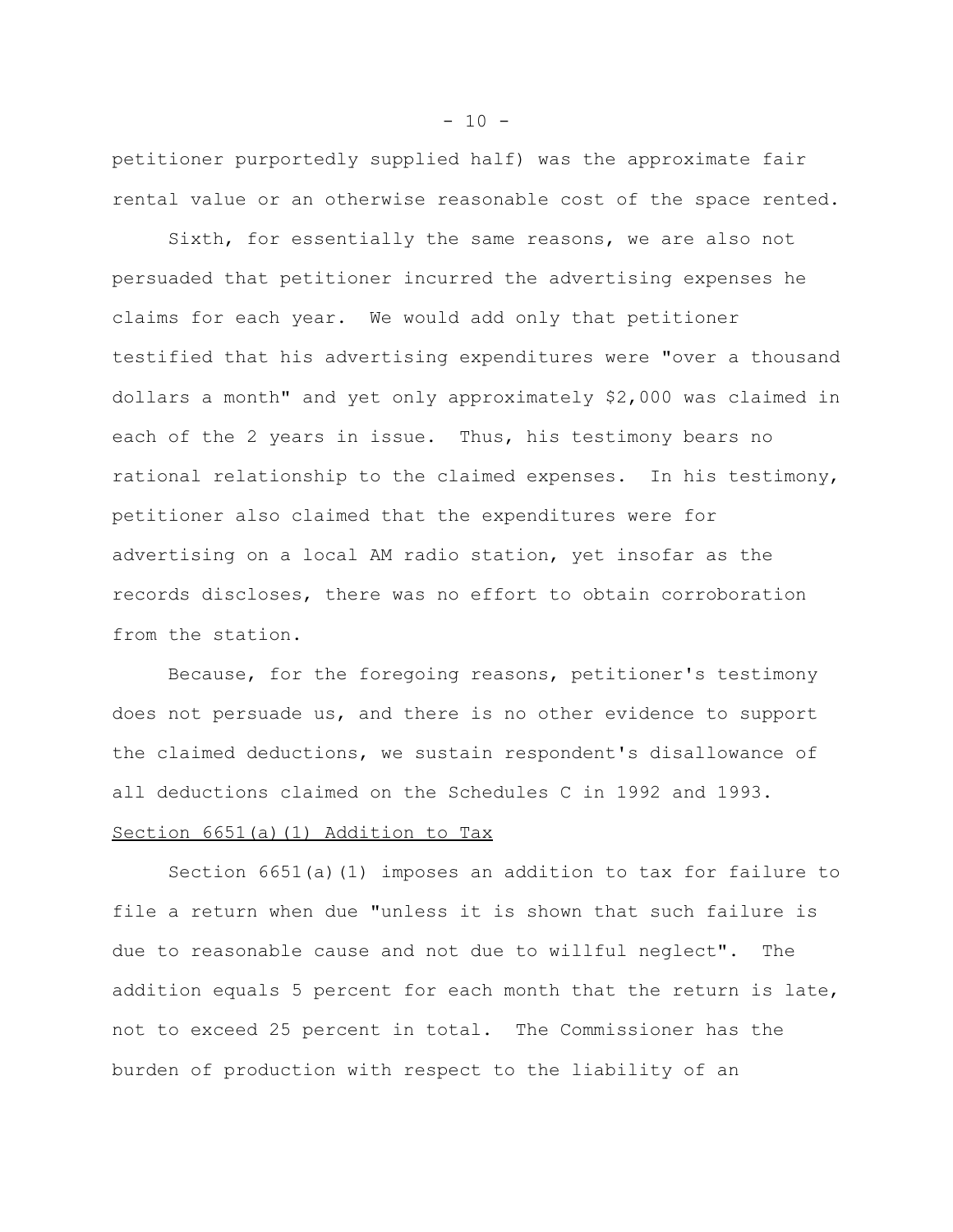petitioner purportedly supplied half) was the approximate fair rental value or an otherwise reasonable cost of the space rented.

Sixth, for essentially the same reasons, we are also not persuaded that petitioner incurred the advertising expenses he claims for each year. We would add only that petitioner testified that his advertising expenditures were "over a thousand dollars a month" and yet only approximately $2,000 was claimed in each of the 2 years in issue. Thus, his testimony bears no rational relationship to the claimed expenses. In his testimony, petitioner also claimed that the expenditures were for advertising on a local AM radio station, yet insofar as the records discloses, there was no effort to obtain corroboration from the station.

Because, for the foregoing reasons, petitioner's testimony does not persuade us, and there is no other evidence to support the claimed deductions, we sustain respondent's disallowance of all deductions claimed on the Schedules C in 1992 and 1993.

Section 6651(a)(1) Addition to Tax

Section 6651(a)(1) imposes an addition to tax for failure to file a return when due "unless it is shown that such failure is due to reasonable cause and not due to willful neglect". The addition equals 5 percent for each month that the return is late, not to exceed 25 percent in total. The Commissioner has the burden of production with respect to the liability of an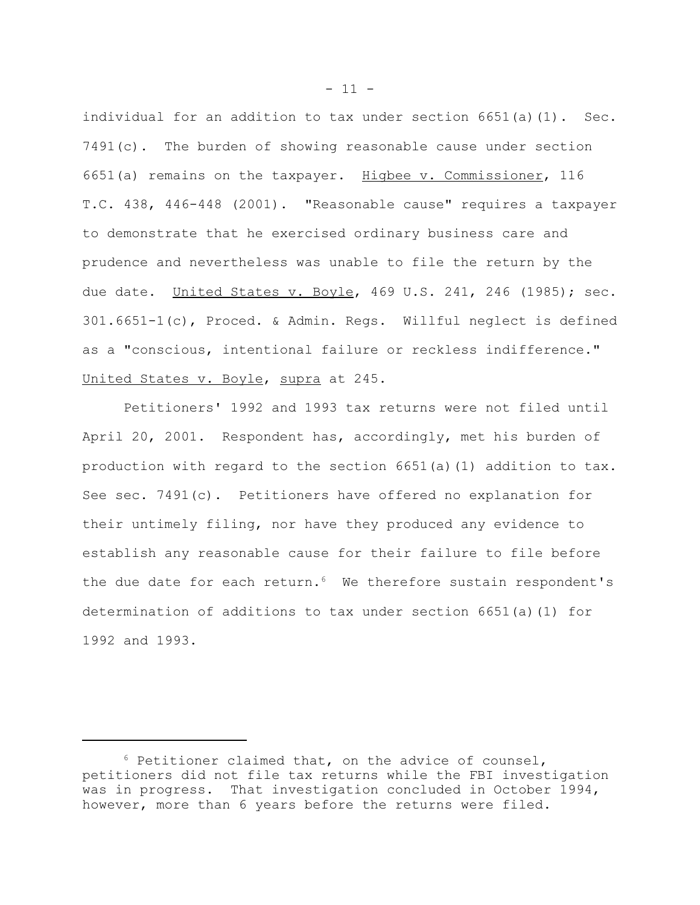individual for an addition to tax under section 6651(a)(1). Sec. 7491(c). The burden of showing reasonable cause under section 6651(a) remains on the taxpayer. Higbee v. Commissioner, 116 T.C. 438, 446-448 (2001). "Reasonable cause" requires a taxpayer to demonstrate that he exercised ordinary business care and prudence and nevertheless was unable to file the return by the due date. United States v. Boyle, 469 U.S. 241, 246 (1985); sec. 301.6651-1(c), Proced. & Admin. Regs. Willful neglect is defined as a "conscious, intentional failure or reckless indifference." United States v. Boyle, supra at 245.

Petitioners' 1992 and 1993 tax returns were not filed until April 20, 2001. Respondent has, accordingly, met his burden of production with regard to the section 6651(a)(1) addition to tax. See sec. 7491(c). Petitioners have offered no explanation for their untimely filing, nor have they produced any evidence to establish any reasonable cause for their failure to file before the due date for each return.[6] We therefore sustain respondent's determination of additions to tax under section 6651(a)(1) for 1992 and 1993.

---

[6] Petitioner claimed that, on the advice of counsel, petitioners did not file tax returns while the FBI investigation was in progress. That investigation concluded in October 1994, however, more than 6 years before the returns were filed.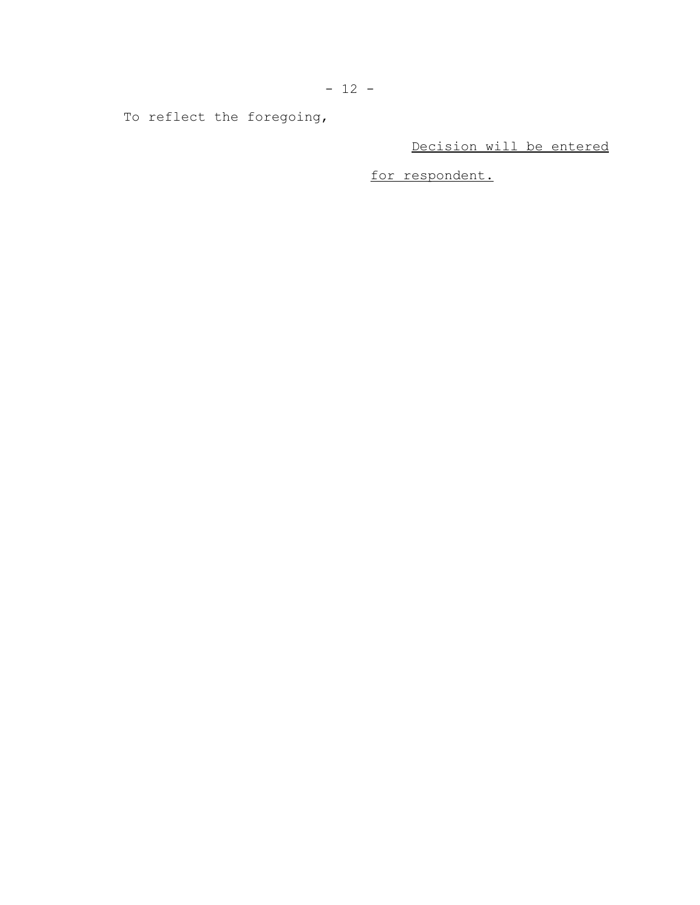To reflect the foregoing,

Decision will be entered for respondent.